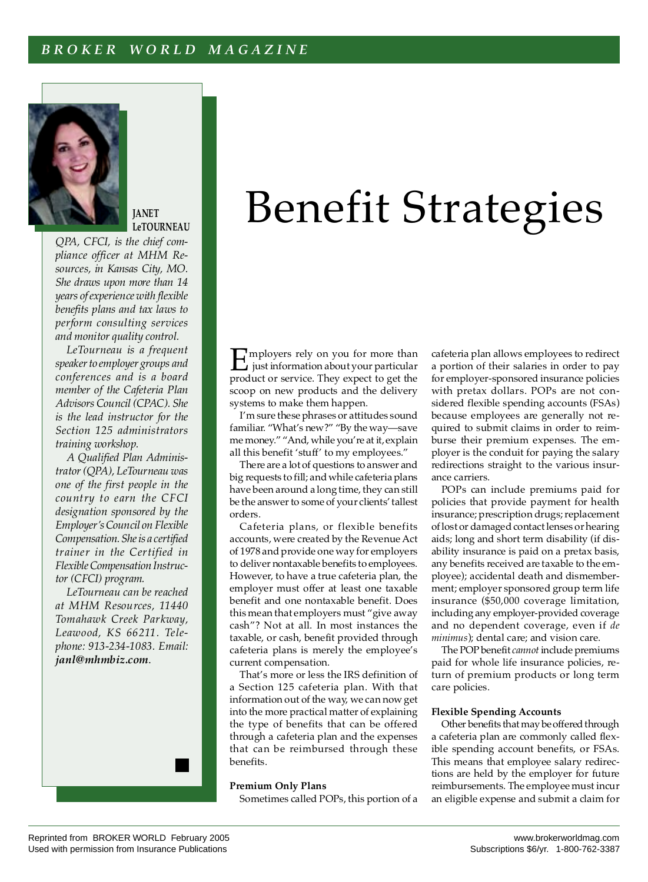# Benefit Strategies

**JANET LeTOURNEAU**

*QPA, CFCI, is the chief compliance officer at MHM Resources, in Kansas City, MO. She draws upon more than 14 years of experience with flexible benefits plans and tax laws to perform consulting services and monitor quality control.*

*LeTourneau is a frequent speaker to employer groups and conferences and is a board member of the Cafeteria Plan Advisors Council (CPAC). She is the lead instructor for the Section 125 administrators training workshop.*

*A Qualified Plan Administrator (QPA), LeTourneau was one of the first people in the country to earn the CFCI designation sponsored by the Employer's Council on Flexible Compensation. She is a certified trainer in the Certified in Flexible Compensation Instructor (CFCI) program.*

*LeTourneau can be reached at MHM Resources, 11440 Tomahawk Creek Parkway, Leawood, KS 66211. Telephone: 913-234-1083. Email:* ***janl@mhmbiz.com****.*

Employers rely on you for more than just information about your particular product or service. They expect to get the scoop on new products and the delivery systems to make them happen.

I'm sure these phrases or attitudes sound familiar. "What's new?" "By the way—save me money." "And, while you're at it, explain all this benefit 'stuff' to my employees."

There are a lot of questions to answer and big requests to fill; and while cafeteria plans have been around a long time, they can still be the answer to some of your clients' tallest orders.

Cafeteria plans, or flexible benefits accounts, were created by the Revenue Act of 1978 and provide one way for employers to deliver nontaxable benefits to employees. However, to have a true cafeteria plan, the employer must offer at least one taxable benefit and one nontaxable benefit. Does this mean that employers must "give away cash"? Not at all. In most instances the taxable, or cash, benefit provided through cafeteria plans is merely the employee's current compensation.

That's more or less the IRS definition of a Section 125 cafeteria plan. With that information out of the way, we can now get into the more practical matter of explaining the type of benefits that can be offered through a cafeteria plan and the expenses that can be reimbursed through these benefits.

**Premium Only Plans**

Sometimes called POPs, this portion of a cafeteria plan allows employees to redirect a portion of their salaries in order to pay for employer-sponsored insurance policies with pretax dollars. POPs are not considered flexible spending accounts (FSAs) because employees are generally not required to submit claims in order to reimburse their premium expenses. The employer is the conduit for paying the salary redirections straight to the various insurance carriers.

POPs can include premiums paid for policies that provide payment for health insurance; prescription drugs; replacement of lost or damaged contact lenses or hearing aids; long and short term disability (if disability insurance is paid on a pretax basis, any benefits received are taxable to the employee); accidental death and dismemberment; employer sponsored group term life insurance ($50,000 coverage limitation, including any employer-provided coverage and no dependent coverage, even if *de minimus*); dental care; and vision care.

The POP benefit *cannot* include premiums paid for whole life insurance policies, return of premium products or long term care policies.

**Flexible Spending Accounts**

Other benefits that may be offered through a cafeteria plan are commonly called flexible spending account benefits, or FSAs. This means that employee salary redirections are held by the employer for future reimbursements. The employee must incur an eligible expense and submit a claim for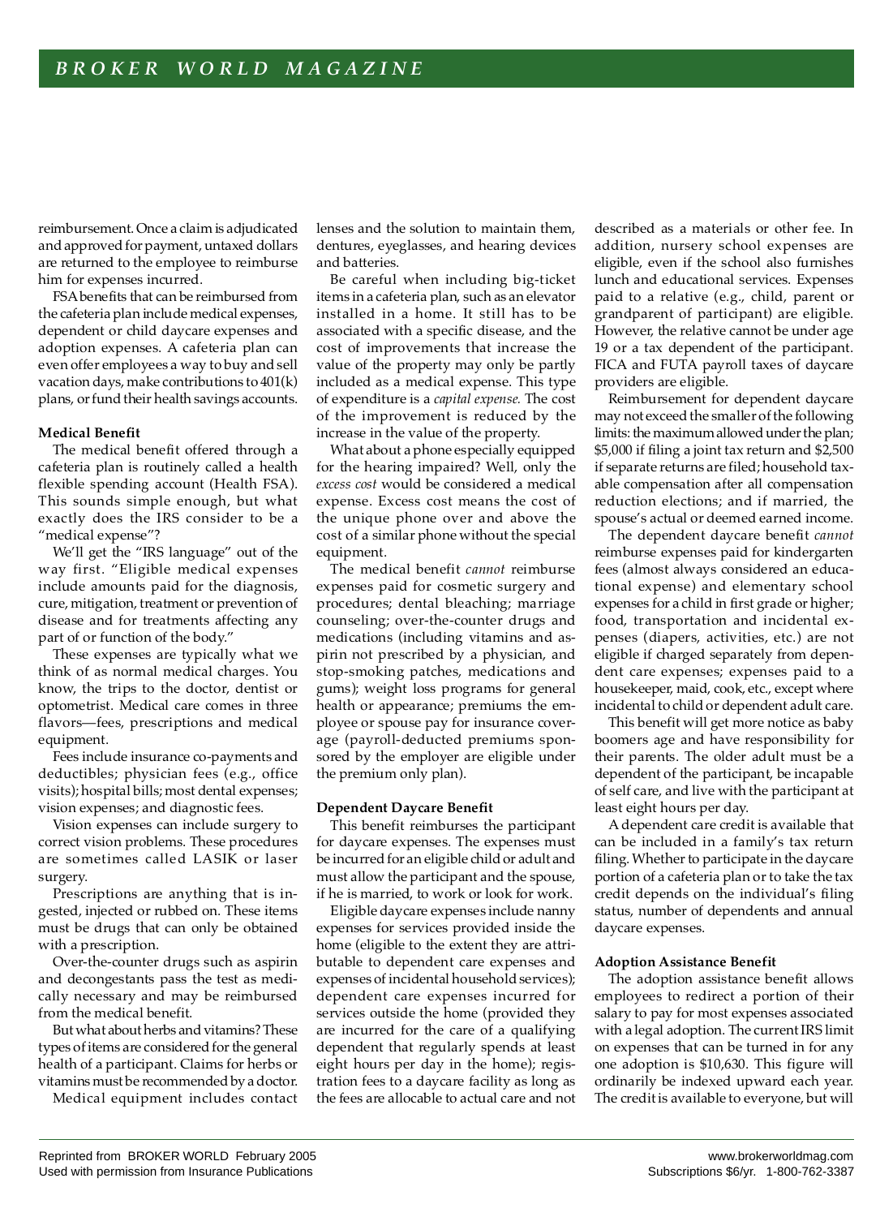reimbursement. Once a claim is adjudicated and approved for payment, untaxed dollars are returned to the employee to reimburse him for expenses incurred.

FSA benefits that can be reimbursed from the cafeteria plan include medical expenses, dependent or child daycare expenses and adoption expenses. A cafeteria plan can even offer employees a way to buy and sell vacation days, make contributions to 401(k) plans, or fund their health savings accounts.

**Medical Benefit**

The medical benefit offered through a cafeteria plan is routinely called a health flexible spending account (Health FSA). This sounds simple enough, but what exactly does the IRS consider to be a "medical expense"?

We'll get the "IRS language" out of the way first. "Eligible medical expenses include amounts paid for the diagnosis, cure, mitigation, treatment or prevention of disease and for treatments affecting any part of or function of the body."

These expenses are typically what we think of as normal medical charges. You know, the trips to the doctor, dentist or optometrist. Medical care comes in three flavors—fees, prescriptions and medical equipment.

Fees include insurance co-payments and deductibles; physician fees (e.g., office visits); hospital bills; most dental expenses; vision expenses; and diagnostic fees.

Vision expenses can include surgery to correct vision problems. These procedures are sometimes called LASIK or laser surgery.

Prescriptions are anything that is ingested, injected or rubbed on. These items must be drugs that can only be obtained with a prescription.

Over-the-counter drugs such as aspirin and decongestants pass the test as medically necessary and may be reimbursed from the medical benefit.

But what about herbs and vitamins? These types of items are considered for the general health of a participant. Claims for herbs or vitamins must be recommended by a doctor.

Medical equipment includes contact lenses and the solution to maintain them, dentures, eyeglasses, and hearing devices and batteries.

Be careful when including big-ticket items in a cafeteria plan, such as an elevator installed in a home. It still has to be associated with a specific disease, and the cost of improvements that increase the value of the property may only be partly included as a medical expense. This type of expenditure is a *capital expense.* The cost of the improvement is reduced by the increase in the value of the property.

What about a phone especially equipped for the hearing impaired? Well, only the *excess cost* would be considered a medical expense. Excess cost means the cost of the unique phone over and above the cost of a similar phone without the special equipment.

The medical benefit *cannot* reimburse expenses paid for cosmetic surgery and procedures; dental bleaching; marriage counseling; over-the-counter drugs and medications (including vitamins and aspirin not prescribed by a physician, and stop-smoking patches, medications and gums); weight loss programs for general health or appearance; premiums the employee or spouse pay for insurance coverage (payroll-deducted premiums sponsored by the employer are eligible under the premium only plan).

**Dependent Daycare Benefit**

This benefit reimburses the participant for daycare expenses. The expenses must be incurred for an eligible child or adult and must allow the participant and the spouse, if he is married, to work or look for work.

Eligible daycare expenses include nanny expenses for services provided inside the home (eligible to the extent they are attributable to dependent care expenses and expenses of incidental household services); dependent care expenses incurred for services outside the home (provided they are incurred for the care of a qualifying dependent that regularly spends at least eight hours per day in the home); registration fees to a daycare facility as long as the fees are allocable to actual care and not described as a materials or other fee. In addition, nursery school expenses are eligible, even if the school also furnishes lunch and educational services. Expenses paid to a relative (e.g., child, parent or grandparent of participant) are eligible. However, the relative cannot be under age 19 or a tax dependent of the participant. FICA and FUTA payroll taxes of daycare providers are eligible.

Reimbursement for dependent daycare may not exceed the smaller of the following limits: the maximum allowed under the plan; $5,000 if filing a joint tax return and $2,500 if separate returns are filed; household taxable compensation after all compensation reduction elections; and if married, the spouse's actual or deemed earned income.

The dependent daycare benefit *cannot* reimburse expenses paid for kindergarten fees (almost always considered an educational expense) and elementary school expenses for a child in first grade or higher; food, transportation and incidental expenses (diapers, activities, etc.) are not eligible if charged separately from dependent care expenses; expenses paid to a housekeeper, maid, cook, etc., except where incidental to child or dependent adult care.

This benefit will get more notice as baby boomers age and have responsibility for their parents. The older adult must be a dependent of the participant, be incapable of self care, and live with the participant at least eight hours per day.

A dependent care credit is available that can be included in a family's tax return filing. Whether to participate in the daycare portion of a cafeteria plan or to take the tax credit depends on the individual's filing status, number of dependents and annual daycare expenses.

**Adoption Assistance Benefit**

The adoption assistance benefit allows employees to redirect a portion of their salary to pay for most expenses associated with a legal adoption. The current IRS limit on expenses that can be turned in for any one adoption is $10,630. This figure will ordinarily be indexed upward each year. The credit is available to everyone, but will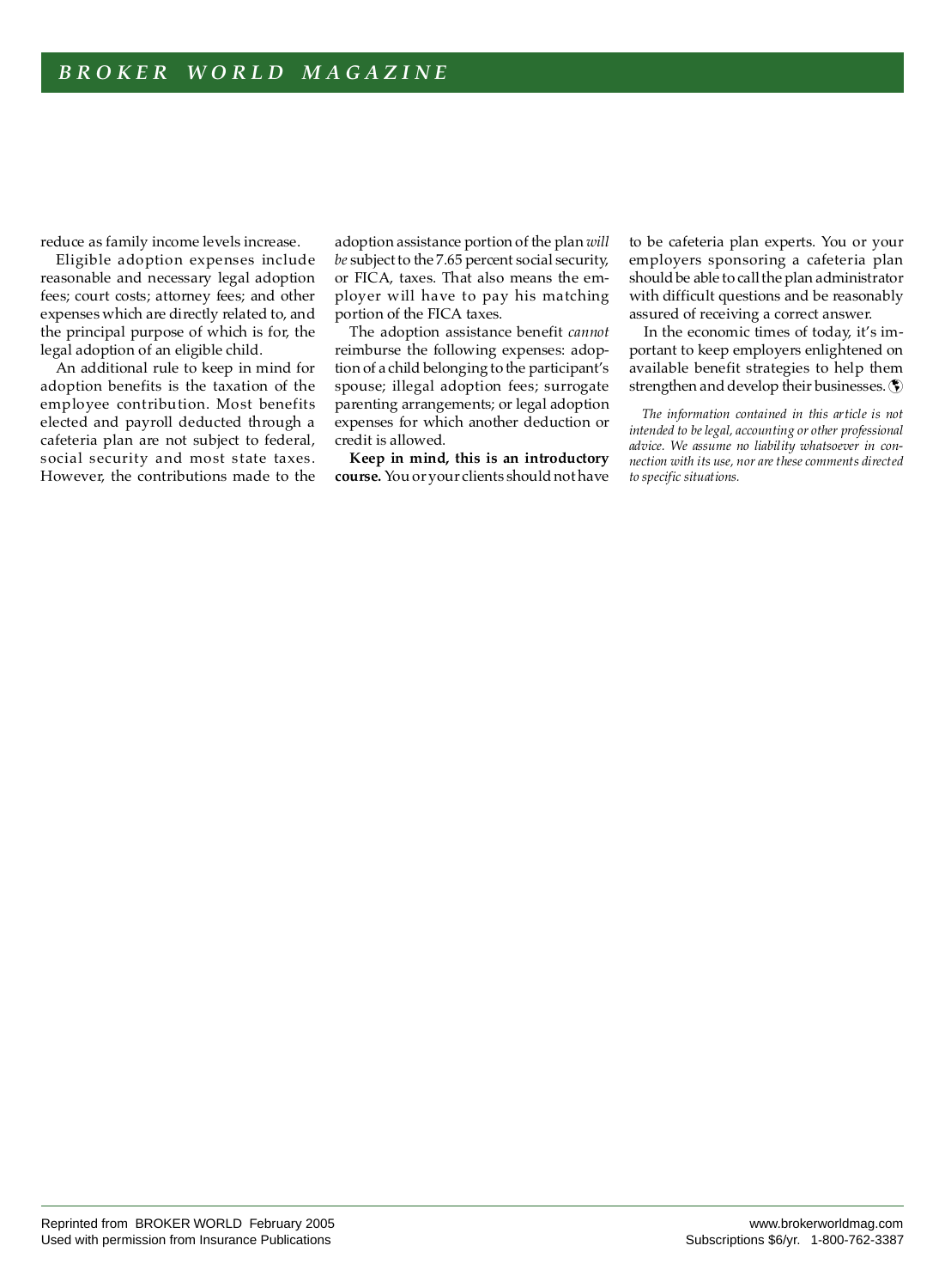reduce as family income levels increase.

Eligible adoption expenses include reasonable and necessary legal adoption fees; court costs; attorney fees; and other expenses which are directly related to, and the principal purpose of which is for, the legal adoption of an eligible child.

An additional rule to keep in mind for adoption benefits is the taxation of the employee contribution. Most benefits elected and payroll deducted through a cafeteria plan are not subject to federal, social security and most state taxes. However, the contributions made to the adoption assistance portion of the plan *will be* subject to the 7.65 percent social security, or FICA, taxes. That also means the employer will have to pay his matching portion of the FICA taxes.

The adoption assistance benefit *cannot* reimburse the following expenses: adoption of a child belonging to the participant's spouse; illegal adoption fees; surrogate parenting arrangements; or legal adoption expenses for which another deduction or credit is allowed.

**Keep in mind, this is an introductory course.** You or your clients should not have to be cafeteria plan experts. You or your employers sponsoring a cafeteria plan should be able to call the plan administrator with difficult questions and be reasonably assured of receiving a correct answer.

In the economic times of today, it's important to keep employers enlightened on available benefit strategies to help them strengthen and develop their businesses.

*The information contained in this article is not intended to be legal, accounting or other professional advice. We assume no liability whatsoever in connection with its use, nor are these comments directed to specific situations.*